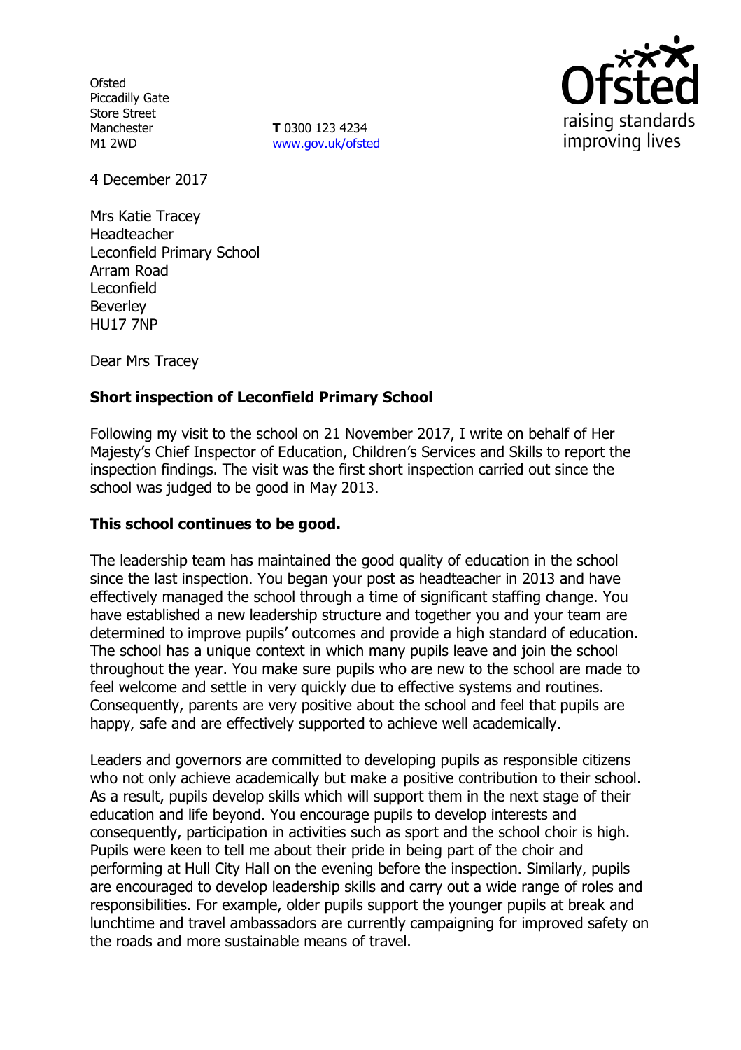Ofsted
Piccadilly Gate
Store Street
Manchester
M1 2WD

**T** 0300 123 4234
www.gov.uk/ofsted

4 December 2017

Mrs Katie Tracey
Headteacher
Leconfield Primary School
Arram Road
Leconfield
Beverley
HU17 7NP

Dear Mrs Tracey

**Short inspection of Leconfield Primary School**

Following my visit to the school on 21 November 2017, I write on behalf of Her Majesty's Chief Inspector of Education, Children's Services and Skills to report the inspection findings. The visit was the first short inspection carried out since the school was judged to be good in May 2013.

**This school continues to be good.**

The leadership team has maintained the good quality of education in the school since the last inspection. You began your post as headteacher in 2013 and have effectively managed the school through a time of significant staffing change. You have established a new leadership structure and together you and your team are determined to improve pupils' outcomes and provide a high standard of education. The school has a unique context in which many pupils leave and join the school throughout the year. You make sure pupils who are new to the school are made to feel welcome and settle in very quickly due to effective systems and routines. Consequently, parents are very positive about the school and feel that pupils are happy, safe and are effectively supported to achieve well academically.

Leaders and governors are committed to developing pupils as responsible citizens who not only achieve academically but make a positive contribution to their school. As a result, pupils develop skills which will support them in the next stage of their education and life beyond. You encourage pupils to develop interests and consequently, participation in activities such as sport and the school choir is high. Pupils were keen to tell me about their pride in being part of the choir and performing at Hull City Hall on the evening before the inspection. Similarly, pupils are encouraged to develop leadership skills and carry out a wide range of roles and responsibilities. For example, older pupils support the younger pupils at break and lunchtime and travel ambassadors are currently campaigning for improved safety on the roads and more sustainable means of travel.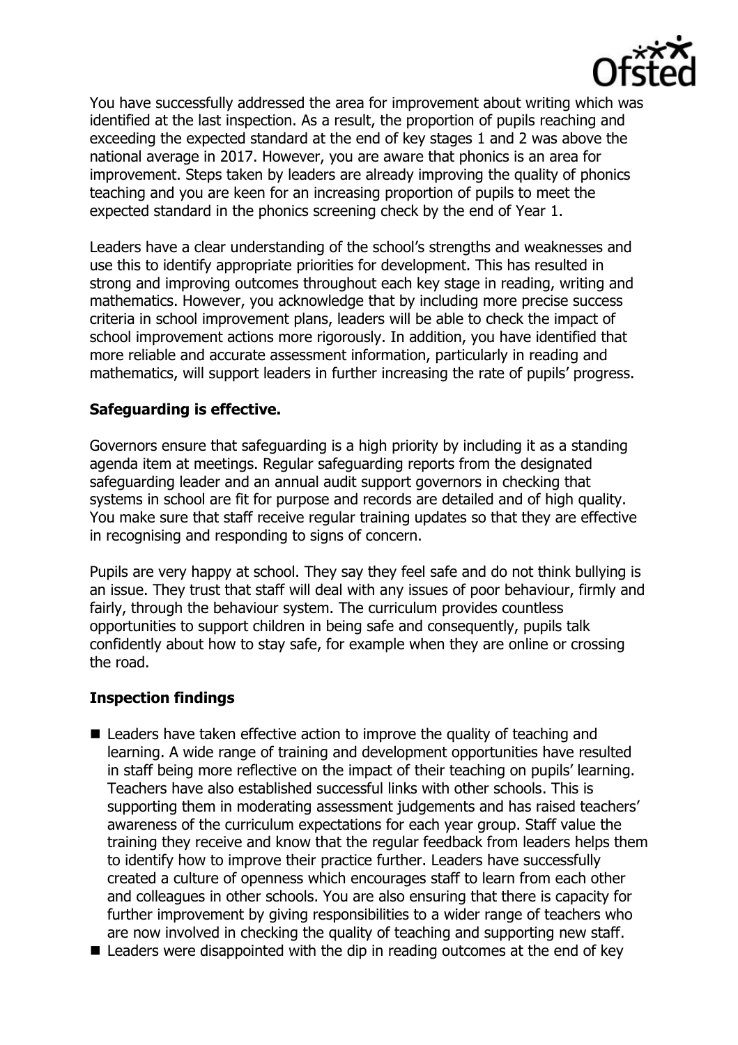You have successfully addressed the area for improvement about writing which was identified at the last inspection. As a result, the proportion of pupils reaching and exceeding the expected standard at the end of key stages 1 and 2 was above the national average in 2017. However, you are aware that phonics is an area for improvement. Steps taken by leaders are already improving the quality of phonics teaching and you are keen for an increasing proportion of pupils to meet the expected standard in the phonics screening check by the end of Year 1.

Leaders have a clear understanding of the school's strengths and weaknesses and use this to identify appropriate priorities for development. This has resulted in strong and improving outcomes throughout each key stage in reading, writing and mathematics. However, you acknowledge that by including more precise success criteria in school improvement plans, leaders will be able to check the impact of school improvement actions more rigorously. In addition, you have identified that more reliable and accurate assessment information, particularly in reading and mathematics, will support leaders in further increasing the rate of pupils' progress.

**Safeguarding is effective.**

Governors ensure that safeguarding is a high priority by including it as a standing agenda item at meetings. Regular safeguarding reports from the designated safeguarding leader and an annual audit support governors in checking that systems in school are fit for purpose and records are detailed and of high quality. You make sure that staff receive regular training updates so that they are effective in recognising and responding to signs of concern.

Pupils are very happy at school. They say they feel safe and do not think bullying is an issue. They trust that staff will deal with any issues of poor behaviour, firmly and fairly, through the behaviour system. The curriculum provides countless opportunities to support children in being safe and consequently, pupils talk confidently about how to stay safe, for example when they are online or crossing the road.

**Inspection findings**

- Leaders have taken effective action to improve the quality of teaching and learning. A wide range of training and development opportunities have resulted in staff being more reflective on the impact of their teaching on pupils' learning. Teachers have also established successful links with other schools. This is supporting them in moderating assessment judgements and has raised teachers' awareness of the curriculum expectations for each year group. Staff value the training they receive and know that the regular feedback from leaders helps them to identify how to improve their practice further. Leaders have successfully created a culture of openness which encourages staff to learn from each other and colleagues in other schools. You are also ensuring that there is capacity for further improvement by giving responsibilities to a wider range of teachers who are now involved in checking the quality of teaching and supporting new staff.
- Leaders were disappointed with the dip in reading outcomes at the end of key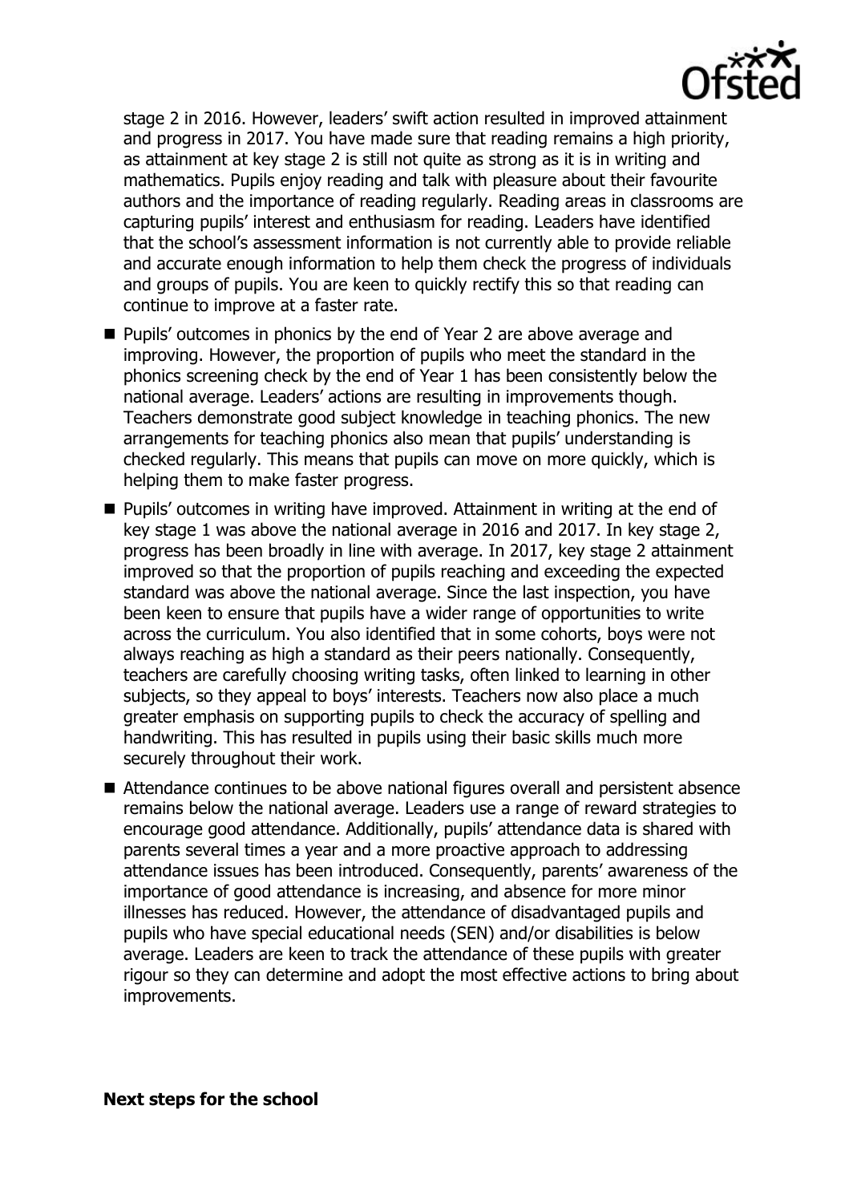stage 2 in 2016. However, leaders' swift action resulted in improved attainment and progress in 2017. You have made sure that reading remains a high priority, as attainment at key stage 2 is still not quite as strong as it is in writing and mathematics. Pupils enjoy reading and talk with pleasure about their favourite authors and the importance of reading regularly. Reading areas in classrooms are capturing pupils' interest and enthusiasm for reading. Leaders have identified that the school's assessment information is not currently able to provide reliable and accurate enough information to help them check the progress of individuals and groups of pupils. You are keen to quickly rectify this so that reading can continue to improve at a faster rate.

- Pupils' outcomes in phonics by the end of Year 2 are above average and improving. However, the proportion of pupils who meet the standard in the phonics screening check by the end of Year 1 has been consistently below the national average. Leaders' actions are resulting in improvements though. Teachers demonstrate good subject knowledge in teaching phonics. The new arrangements for teaching phonics also mean that pupils' understanding is checked regularly. This means that pupils can move on more quickly, which is helping them to make faster progress.
- Pupils' outcomes in writing have improved. Attainment in writing at the end of key stage 1 was above the national average in 2016 and 2017. In key stage 2, progress has been broadly in line with average. In 2017, key stage 2 attainment improved so that the proportion of pupils reaching and exceeding the expected standard was above the national average. Since the last inspection, you have been keen to ensure that pupils have a wider range of opportunities to write across the curriculum. You also identified that in some cohorts, boys were not always reaching as high a standard as their peers nationally. Consequently, teachers are carefully choosing writing tasks, often linked to learning in other subjects, so they appeal to boys' interests. Teachers now also place a much greater emphasis on supporting pupils to check the accuracy of spelling and handwriting. This has resulted in pupils using their basic skills much more securely throughout their work.
- Attendance continues to be above national figures overall and persistent absence remains below the national average. Leaders use a range of reward strategies to encourage good attendance. Additionally, pupils' attendance data is shared with parents several times a year and a more proactive approach to addressing attendance issues has been introduced. Consequently, parents' awareness of the importance of good attendance is increasing, and absence for more minor illnesses has reduced. However, the attendance of disadvantaged pupils and pupils who have special educational needs (SEN) and/or disabilities is below average. Leaders are keen to track the attendance of these pupils with greater rigour so they can determine and adopt the most effective actions to bring about improvements.

**Next steps for the school**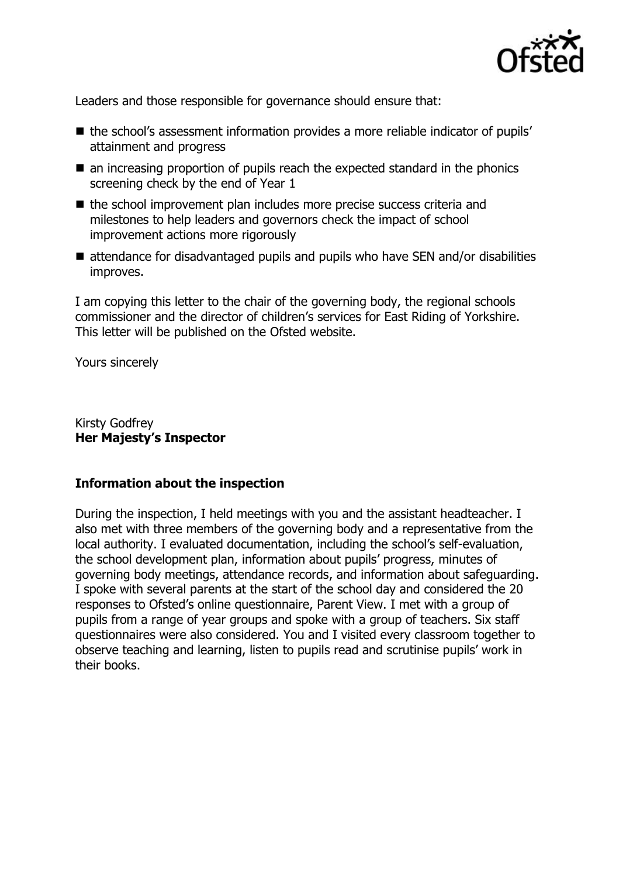Leaders and those responsible for governance should ensure that:

- the school's assessment information provides a more reliable indicator of pupils' attainment and progress
- an increasing proportion of pupils reach the expected standard in the phonics screening check by the end of Year 1
- the school improvement plan includes more precise success criteria and milestones to help leaders and governors check the impact of school improvement actions more rigorously
- attendance for disadvantaged pupils and pupils who have SEN and/or disabilities improves.

I am copying this letter to the chair of the governing body, the regional schools commissioner and the director of children's services for East Riding of Yorkshire. This letter will be published on the Ofsted website.

Yours sincerely

Kirsty Godfrey
**Her Majesty's Inspector**

## Information about the inspection

During the inspection, I held meetings with you and the assistant headteacher. I also met with three members of the governing body and a representative from the local authority. I evaluated documentation, including the school's self-evaluation, the school development plan, information about pupils' progress, minutes of governing body meetings, attendance records, and information about safeguarding. I spoke with several parents at the start of the school day and considered the 20 responses to Ofsted's online questionnaire, Parent View. I met with a group of pupils from a range of year groups and spoke with a group of teachers. Six staff questionnaires were also considered. You and I visited every classroom together to observe teaching and learning, listen to pupils read and scrutinise pupils' work in their books.